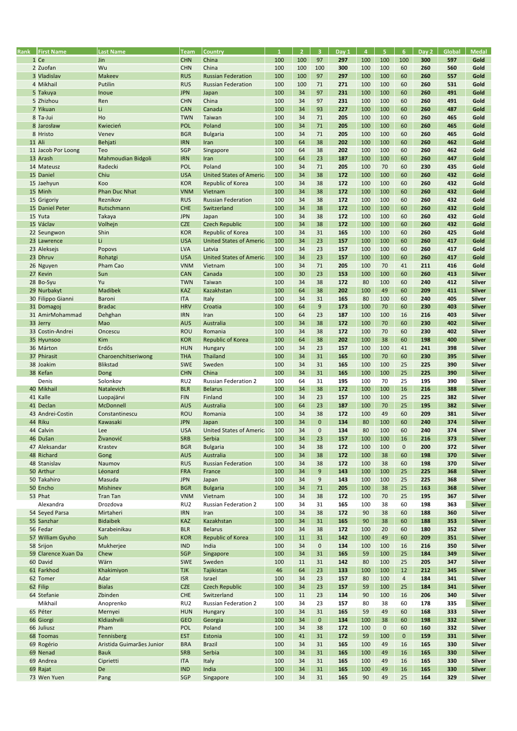| Rank | First Name | Last Name | Team | Country | 1 | 2 | 3 | Day 1 | 4 | 5 | 6 | Day 2 | Global | Medal |
|---|---|---|---|---|---|---|---|---|---|---|---|---|---|---|
| 1 | Ce | Jin | CHN | China | 100 | 100 | 97 | 297 | 100 | 100 | 100 | 300 | 597 | Gold |
| 2 | Zuofan | Wu | CHN | China | 100 | 100 | 100 | 300 | 100 | 100 | 60 | 260 | 560 | Gold |
| 3 | Vladislav | Makeev | RUS | Russian Federation | 100 | 100 | 97 | 297 | 100 | 100 | 60 | 260 | 557 | Gold |
| 4 | Mikhail | Putilin | RUS | Russian Federation | 100 | 100 | 71 | 271 | 100 | 100 | 60 | 260 | 531 | Gold |
| 5 | Takuya | Inoue | JPN | Japan | 100 | 34 | 97 | 231 | 100 | 100 | 60 | 260 | 491 | Gold |
| 5 | Zhizhou | Ren | CHN | China | 100 | 34 | 97 | 231 | 100 | 100 | 60 | 260 | 491 | Gold |
| 7 | Yikuan | Li | CAN | Canada | 100 | 34 | 93 | 227 | 100 | 100 | 60 | 260 | 487 | Gold |
| 8 | Ta-Jui | Ho | TWN | Taiwan | 100 | 34 | 71 | 205 | 100 | 100 | 60 | 260 | 465 | Gold |
| 8 | Jarosław | Kwiecień | POL | Poland | 100 | 34 | 71 | 205 | 100 | 100 | 60 | 260 | 465 | Gold |
| 8 | Hristo | Venev | BGR | Bulgaria | 100 | 34 | 71 | 205 | 100 | 100 | 60 | 260 | 465 | Gold |
| 11 | Ali | Behjati | IRN | Iran | 100 | 64 | 38 | 202 | 100 | 100 | 60 | 260 | 462 | Gold |
| 11 | Jacob Por Loong | Teo | SGP | Singapore | 100 | 64 | 38 | 202 | 100 | 100 | 60 | 260 | 462 | Gold |
| 13 | Arash | Mahmoudian Bidgoli | IRN | Iran | 100 | 64 | 23 | 187 | 100 | 100 | 60 | 260 | 447 | Gold |
| 14 | Mateusz | Radecki | POL | Poland | 100 | 34 | 71 | 205 | 100 | 70 | 60 | 230 | 435 | Gold |
| 15 | Daniel | Chiu | USA | United States of America | 100 | 34 | 38 | 172 | 100 | 100 | 60 | 260 | 432 | Gold |
| 15 | Jaehyun | Koo | KOR | Republic of Korea | 100 | 34 | 38 | 172 | 100 | 100 | 60 | 260 | 432 | Gold |
| 15 | Minh | Phan Duc Nhat | VNM | Vietnam | 100 | 34 | 38 | 172 | 100 | 100 | 60 | 260 | 432 | Gold |
| 15 | Grigoriy | Reznikov | RUS | Russian Federation | 100 | 34 | 38 | 172 | 100 | 100 | 60 | 260 | 432 | Gold |
| 15 | Daniel Peter | Rutschmann | CHE | Switzerland | 100 | 34 | 38 | 172 | 100 | 100 | 60 | 260 | 432 | Gold |
| 15 | Yuta | Takaya | JPN | Japan | 100 | 34 | 38 | 172 | 100 | 100 | 60 | 260 | 432 | Gold |
| 15 | Václav | Volhejn | CZE | Czech Republic | 100 | 34 | 38 | 172 | 100 | 100 | 60 | 260 | 432 | Gold |
| 22 | Seungwon | Shin | KOR | Republic of Korea | 100 | 34 | 31 | 165 | 100 | 100 | 60 | 260 | 425 | Gold |
| 23 | Lawrence | Li | USA | United States of America | 100 | 34 | 23 | 157 | 100 | 100 | 60 | 260 | 417 | Gold |
| 23 | Aleksejs | Popovs | LVA | Latvia | 100 | 34 | 23 | 157 | 100 | 100 | 60 | 260 | 417 | Gold |
| 23 | Dhruv | Rohatgi | USA | United States of America | 100 | 34 | 23 | 157 | 100 | 100 | 60 | 260 | 417 | Gold |
| 26 | Nguyen | Pham Cao | VNM | Vietnam | 100 | 34 | 71 | 205 | 100 | 70 | 41 | 211 | 416 | Gold |
| 27 | Kevin | Sun | CAN | Canada | 100 | 30 | 23 | 153 | 100 | 100 | 60 | 260 | 413 | Silver |
| 28 | Bo-Syu | Yu | TWN | Taiwan | 100 | 34 | 38 | 172 | 80 | 100 | 60 | 240 | 412 | Silver |
| 29 | Nurbakyt | Madibek | KAZ | Kazakhstan | 100 | 64 | 38 | 202 | 100 | 49 | 60 | 209 | 411 | Silver |
| 30 | Filippo Gianni | Baroni | ITA | Italy | 100 | 34 | 31 | 165 | 80 | 100 | 60 | 240 | 405 | Silver |
| 31 | Domagoj | Bradac | HRV | Croatia | 100 | 64 | 9 | 173 | 100 | 70 | 60 | 230 | 403 | Silver |
| 31 | AmirMohammad | Dehghan | IRN | Iran | 100 | 64 | 23 | 187 | 100 | 100 | 16 | 216 | 403 | Silver |
| 33 | Jerry | Mao | AUS | Australia | 100 | 34 | 38 | 172 | 100 | 70 | 60 | 230 | 402 | Silver |
| 33 | Costin-Andrei | Oncescu | ROU | Romania | 100 | 34 | 38 | 172 | 100 | 70 | 60 | 230 | 402 | Silver |
| 35 | Hyunsoo | Kim | KOR | Republic of Korea | 100 | 64 | 38 | 202 | 100 | 38 | 60 | 198 | 400 | Silver |
| 36 | Márton | Erdős | HUN | Hungary | 100 | 34 | 23 | 157 | 100 | 100 | 41 | 241 | 398 | Silver |
| 37 | Phirasit | Charoenchitseriwong | THA | Thailand | 100 | 34 | 31 | 165 | 100 | 70 | 60 | 230 | 395 | Silver |
| 38 | Joakim | Blikstad | SWE | Sweden | 100 | 34 | 31 | 165 | 100 | 100 | 25 | 225 | 390 | Silver |
| 38 | Kefan | Dong | CHN | China | 100 | 34 | 31 | 165 | 100 | 100 | 25 | 225 | 390 | Silver |
| | Denis | Solonkov | RU2 | Russian Federation 2 | 100 | 64 | 31 | 195 | 100 | 70 | 25 | 195 | 390 | Silver |
| 40 | Mikhail | Natalevich | BLR | Belarus | 100 | 34 | 38 | 172 | 100 | 100 | 16 | 216 | 388 | Silver |
| 41 | Kalle | Luopajärvi | FIN | Finland | 100 | 34 | 23 | 157 | 100 | 100 | 25 | 225 | 382 | Silver |
| 41 | Declan | McDonnell | AUS | Australia | 100 | 64 | 23 | 187 | 100 | 70 | 25 | 195 | 382 | Silver |
| 43 | Andrei-Costin | Constantinescu | ROU | Romania | 100 | 34 | 38 | 172 | 100 | 49 | 60 | 209 | 381 | Silver |
| 44 | Riku | Kawasaki | JPN | Japan | 100 | 34 | 0 | 134 | 80 | 100 | 60 | 240 | 374 | Silver |
| 44 | Calvin | Lee | USA | United States of America | 100 | 34 | 0 | 134 | 80 | 100 | 60 | 240 | 374 | Silver |
| 46 | Dušan | Živanović | SRB | Serbia | 100 | 34 | 23 | 157 | 100 | 100 | 16 | 216 | 373 | Silver |
| 47 | Aleksandar | Krastev | BGR | Bulgaria | 100 | 34 | 38 | 172 | 100 | 100 | 0 | 200 | 372 | Silver |
| 48 | Richard | Gong | AUS | Australia | 100 | 34 | 38 | 172 | 100 | 38 | 60 | 198 | 370 | Silver |
| 48 | Stanislav | Naumov | RUS | Russian Federation | 100 | 34 | 38 | 172 | 100 | 38 | 60 | 198 | 370 | Silver |
| 50 | Arthur | Léonard | FRA | France | 100 | 34 | 9 | 143 | 100 | 100 | 25 | 225 | 368 | Silver |
| 50 | Takahiro | Masuda | JPN | Japan | 100 | 34 | 9 | 143 | 100 | 100 | 25 | 225 | 368 | Silver |
| 50 | Encho | Mishinev | BGR | Bulgaria | 100 | 34 | 71 | 205 | 100 | 38 | 25 | 163 | 368 | Silver |
| 53 | Phat | Tran Tan | VNM | Vietnam | 100 | 34 | 38 | 172 | 100 | 70 | 25 | 195 | 367 | Silver |
| | Alexandra | Drozdova | RU2 | Russian Federation 2 | 100 | 34 | 31 | 165 | 100 | 38 | 60 | 198 | 363 | Silver |
| 54 | Seyed Parsa | Mirtaheri | IRN | Iran | 100 | 34 | 38 | 172 | 90 | 38 | 60 | 188 | 360 | Silver |
| 55 | Sanzhar | Bidaibek | KAZ | Kazakhstan | 100 | 34 | 31 | 165 | 90 | 38 | 60 | 188 | 353 | Silver |
| 56 | Fedar | Karabeinikau | BLR | Belarus | 100 | 34 | 38 | 172 | 100 | 20 | 60 | 180 | 352 | Silver |
| 57 | William Gyuho | Suh | KOR | Republic of Korea | 100 | 11 | 31 | 142 | 100 | 49 | 60 | 209 | 351 | Silver |
| 58 | Srijon | Mukherjee | IND | India | 100 | 34 | 0 | 134 | 100 | 100 | 16 | 216 | 350 | Silver |
| 59 | Clarence Xuan Da | Chew | SGP | Singapore | 100 | 34 | 31 | 165 | 59 | 100 | 25 | 184 | 349 | Silver |
| 60 | David | Wärn | SWE | Sweden | 100 | 11 | 31 | 142 | 80 | 100 | 25 | 205 | 347 | Silver |
| 61 | Farkhod | Khakimiyon | TJK | Tajikistan | 46 | 64 | 23 | 133 | 100 | 100 | 12 | 212 | 345 | Silver |
| 62 | Tomer | Adar | ISR | Israel | 100 | 34 | 23 | 157 | 80 | 100 | 4 | 184 | 341 | Silver |
| 62 | Filip | Bialas | CZE | Czech Republic | 100 | 34 | 23 | 157 | 59 | 100 | 25 | 184 | 341 | Silver |
| 64 | Stefanie | Zbinden | CHE | Switzerland | 100 | 11 | 23 | 134 | 90 | 100 | 16 | 206 | 340 | Silver |
| | Mikhail | Anoprenko | RU2 | Russian Federation 2 | 100 | 34 | 23 | 157 | 80 | 38 | 60 | 178 | 335 | Silver |
| 65 | Péter | Mernyei | HUN | Hungary | 100 | 34 | 31 | 165 | 59 | 49 | 60 | 168 | 333 | Silver |
| 66 | Giorgi | Kldiashvili | GEO | Georgia | 100 | 34 | 0 | 134 | 100 | 38 | 60 | 198 | 332 | Silver |
| 66 | Juliusz | Pham | POL | Poland | 100 | 34 | 38 | 172 | 100 | 0 | 60 | 160 | 332 | Silver |
| 68 | Toomas | Tennisberg | EST | Estonia | 100 | 41 | 31 | 172 | 59 | 100 | 0 | 159 | 331 | Silver |
| 69 | Rogério | Aristida Guimarães Junior | BRA | Brazil | 100 | 34 | 31 | 165 | 100 | 49 | 16 | 165 | 330 | Silver |
| 69 | Nenad | Bauk | SRB | Serbia | 100 | 34 | 31 | 165 | 100 | 49 | 16 | 165 | 330 | Silver |
| 69 | Andrea | Ciprietti | ITA | Italy | 100 | 34 | 31 | 165 | 100 | 49 | 16 | 165 | 330 | Silver |
| 69 | Rajat | De | IND | India | 100 | 34 | 31 | 165 | 100 | 49 | 16 | 165 | 330 | Silver |
| 73 | Wen Yuen | Pang | SGP | Singapore | 100 | 34 | 31 | 165 | 90 | 49 | 25 | 164 | 329 | Silver |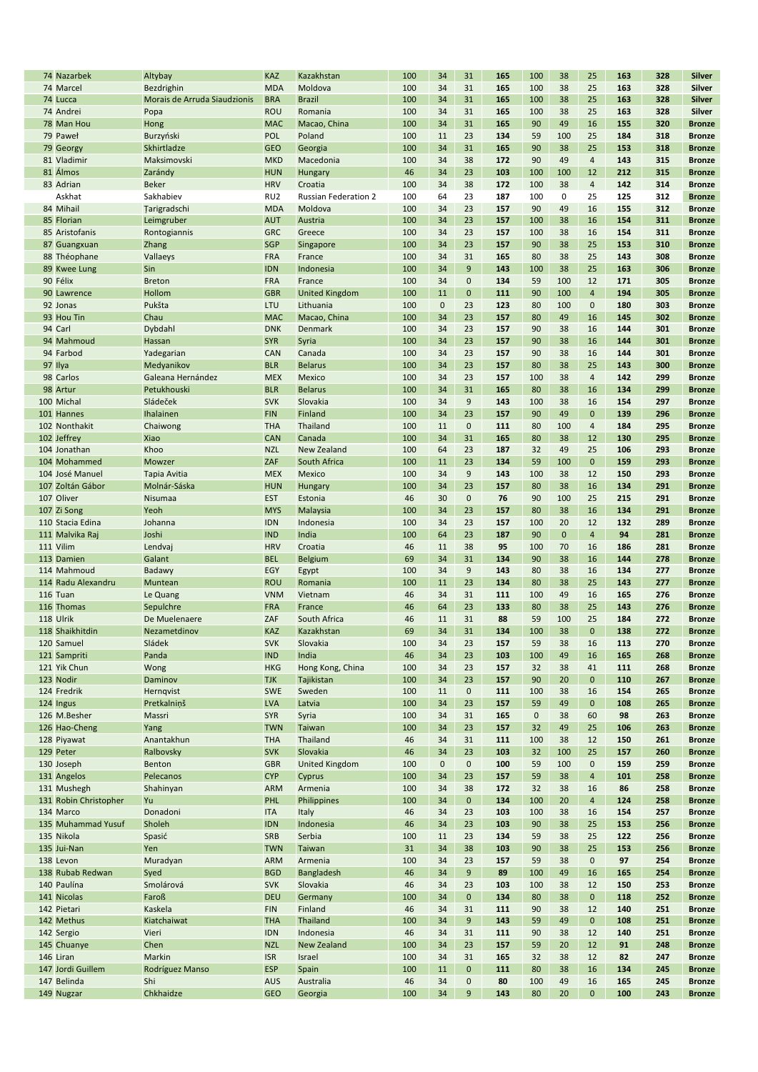| | | | | | | | | | | | | | | |
|---|---|---|---|---|---|---|---|---|---|---|---|---|---|---|
| 74 | Nazarbek | Altybay | KAZ | Kazakhstan | 100 | 34 | 31 | 165 | 100 | 38 | 25 | 163 | 328 | Silver |
| 74 | Marcel | Bezdrighin | MDA | Moldova | 100 | 34 | 31 | 165 | 100 | 38 | 25 | 163 | 328 | Silver |
| 74 | Lucca | Morais de Arruda Siaudzionis | BRA | Brazil | 100 | 34 | 31 | 165 | 100 | 38 | 25 | 163 | 328 | Silver |
| 74 | Andrei | Popa | ROU | Romania | 100 | 34 | 31 | 165 | 100 | 38 | 25 | 163 | 328 | Silver |
| 78 | Man Hou | Hong | MAC | Macao, China | 100 | 34 | 31 | 165 | 90 | 49 | 16 | 155 | 320 | Bronze |
| 79 | Paweł | Burzyński | POL | Poland | 100 | 11 | 23 | 134 | 59 | 100 | 25 | 184 | 318 | Bronze |
| 79 | Georgy | Skhirtladze | GEO | Georgia | 100 | 34 | 31 | 165 | 90 | 38 | 25 | 153 | 318 | Bronze |
| 81 | Vladimir | Maksimovski | MKD | Macedonia | 100 | 34 | 38 | 172 | 90 | 49 | 4 | 143 | 315 | Bronze |
| 81 | Álmos | Zarándy | HUN | Hungary | 46 | 34 | 23 | 103 | 100 | 100 | 12 | 212 | 315 | Bronze |
| 83 | Adrian | Beker | HRV | Croatia | 100 | 34 | 38 | 172 | 100 | 38 | 4 | 142 | 314 | Bronze |
| | Askhat | Sakhabiev | RU2 | Russian Federation 2 | 100 | 64 | 23 | 187 | 100 | 0 | 25 | 125 | 312 | Bronze |
| 84 | Mihail | Ţarigradschi | MDA | Moldova | 100 | 34 | 23 | 157 | 90 | 49 | 16 | 155 | 312 | Bronze |
| 85 | Florian | Leimgruber | AUT | Austria | 100 | 34 | 23 | 157 | 100 | 38 | 16 | 154 | 311 | Bronze |
| 85 | Aristofanis | Rontogiannis | GRC | Greece | 100 | 34 | 23 | 157 | 100 | 38 | 16 | 154 | 311 | Bronze |
| 87 | Guangxuan | Zhang | SGP | Singapore | 100 | 34 | 23 | 157 | 90 | 38 | 25 | 153 | 310 | Bronze |
| 88 | Théophane | Vallaeys | FRA | France | 100 | 34 | 31 | 165 | 80 | 38 | 25 | 143 | 308 | Bronze |
| 89 | Kwee Lung | Sin | IDN | Indonesia | 100 | 34 | 9 | 143 | 100 | 38 | 25 | 163 | 306 | Bronze |
| 90 | Félix | Breton | FRA | France | 100 | 34 | 0 | 134 | 59 | 100 | 12 | 171 | 305 | Bronze |
| 90 | Lawrence | Hollom | GBR | United Kingdom | 100 | 11 | 0 | 111 | 90 | 100 | 4 | 194 | 305 | Bronze |
| 92 | Jonas | Pukšta | LTU | Lithuania | 100 | 0 | 23 | 123 | 80 | 100 | 0 | 180 | 303 | Bronze |
| 93 | Hou Tin | Chau | MAC | Macao, China | 100 | 34 | 23 | 157 | 80 | 49 | 16 | 145 | 302 | Bronze |
| 94 | Carl | Dybdahl | DNK | Denmark | 100 | 34 | 23 | 157 | 90 | 38 | 16 | 144 | 301 | Bronze |
| 94 | Mahmoud | Hassan | SYR | Syria | 100 | 34 | 23 | 157 | 90 | 38 | 16 | 144 | 301 | Bronze |
| 94 | Farbod | Yadegarian | CAN | Canada | 100 | 34 | 23 | 157 | 90 | 38 | 16 | 144 | 301 | Bronze |
| 97 | Ilya | Medyanikov | BLR | Belarus | 100 | 34 | 23 | 157 | 80 | 38 | 25 | 143 | 300 | Bronze |
| 98 | Carlos | Galeana Hernández | MEX | Mexico | 100 | 34 | 23 | 157 | 100 | 38 | 4 | 142 | 299 | Bronze |
| 98 | Artur | Petukhouski | BLR | Belarus | 100 | 34 | 31 | 165 | 80 | 38 | 16 | 134 | 299 | Bronze |
| 100 | Michal | Sládeček | SVK | Slovakia | 100 | 34 | 9 | 143 | 100 | 38 | 16 | 154 | 297 | Bronze |
| 101 | Hannes | Ihalainen | FIN | Finland | 100 | 34 | 23 | 157 | 90 | 49 | 0 | 139 | 296 | Bronze |
| 102 | Nonthakit | Chaiwong | THA | Thailand | 100 | 11 | 0 | 111 | 80 | 100 | 4 | 184 | 295 | Bronze |
| 102 | Jeffrey | Xiao | CAN | Canada | 100 | 34 | 31 | 165 | 80 | 38 | 12 | 130 | 295 | Bronze |
| 104 | Jonathan | Khoo | NZL | New Zealand | 100 | 64 | 23 | 187 | 32 | 49 | 25 | 106 | 293 | Bronze |
| 104 | Mohammed | Mowzer | ZAF | South Africa | 100 | 11 | 23 | 134 | 59 | 100 | 0 | 159 | 293 | Bronze |
| 104 | José Manuel | Tapia Avitia | MEX | Mexico | 100 | 34 | 9 | 143 | 100 | 38 | 12 | 150 | 293 | Bronze |
| 107 | Zoltán Gábor | Molnár-Sáska | HUN | Hungary | 100 | 34 | 23 | 157 | 80 | 38 | 16 | 134 | 291 | Bronze |
| 107 | Oliver | Nisumaa | EST | Estonia | 46 | 30 | 0 | 76 | 90 | 100 | 25 | 215 | 291 | Bronze |
| 107 | Zi Song | Yeoh | MYS | Malaysia | 100 | 34 | 23 | 157 | 80 | 38 | 16 | 134 | 291 | Bronze |
| 110 | Stacia Edina | Johanna | IDN | Indonesia | 100 | 34 | 23 | 157 | 100 | 20 | 12 | 132 | 289 | Bronze |
| 111 | Malvika Raj | Joshi | IND | India | 100 | 64 | 23 | 187 | 90 | 0 | 4 | 94 | 281 | Bronze |
| 111 | Vilim | Lendvaj | HRV | Croatia | 46 | 11 | 38 | 95 | 100 | 70 | 16 | 186 | 281 | Bronze |
| 113 | Damien | Galant | BEL | Belgium | 69 | 34 | 31 | 134 | 90 | 38 | 16 | 144 | 278 | Bronze |
| 114 | Mahmoud | Badawy | EGY | Egypt | 100 | 34 | 9 | 143 | 80 | 38 | 16 | 134 | 277 | Bronze |
| 114 | Radu Alexandru | Muntean | ROU | Romania | 100 | 11 | 23 | 134 | 80 | 38 | 25 | 143 | 277 | Bronze |
| 116 | Tuan | Le Quang | VNM | Vietnam | 46 | 34 | 31 | 111 | 100 | 49 | 16 | 165 | 276 | Bronze |
| 116 | Thomas | Sepulchre | FRA | France | 46 | 64 | 23 | 133 | 80 | 38 | 25 | 143 | 276 | Bronze |
| 118 | Ulrik | De Muelenaere | ZAF | South Africa | 46 | 11 | 31 | 88 | 59 | 100 | 25 | 184 | 272 | Bronze |
| 118 | Shaikhitdin | Nezametdinov | KAZ | Kazakhstan | 69 | 34 | 31 | 134 | 100 | 38 | 0 | 138 | 272 | Bronze |
| 120 | Samuel | Sládek | SVK | Slovakia | 100 | 34 | 23 | 157 | 59 | 38 | 16 | 113 | 270 | Bronze |
| 121 | Sampriti | Panda | IND | India | 46 | 34 | 23 | 103 | 100 | 49 | 16 | 165 | 268 | Bronze |
| 121 | Yik Chun | Wong | HKG | Hong Kong, China | 100 | 34 | 23 | 157 | 32 | 38 | 41 | 111 | 268 | Bronze |
| 123 | Nodir | Daminov | TJK | Tajikistan | 100 | 34 | 23 | 157 | 90 | 20 | 0 | 110 | 267 | Bronze |
| 124 | Fredrik | Hernqvist | SWE | Sweden | 100 | 11 | 0 | 111 | 100 | 38 | 16 | 154 | 265 | Bronze |
| 124 | Ingus | Pretkalniņš | LVA | Latvia | 100 | 34 | 23 | 157 | 59 | 49 | 0 | 108 | 265 | Bronze |
| 126 | M.Besher | Massri | SYR | Syria | 100 | 34 | 31 | 165 | 0 | 38 | 60 | 98 | 263 | Bronze |
| 126 | Hao-Cheng | Yang | TWN | Taiwan | 100 | 34 | 23 | 157 | 32 | 49 | 25 | 106 | 263 | Bronze |
| 128 | Piyawat | Anantakhun | THA | Thailand | 46 | 34 | 31 | 111 | 100 | 38 | 12 | 150 | 261 | Bronze |
| 129 | Peter | Ralbovsky | SVK | Slovakia | 46 | 34 | 23 | 103 | 32 | 100 | 25 | 157 | 260 | Bronze |
| 130 | Joseph | Benton | GBR | United Kingdom | 100 | 0 | 0 | 100 | 59 | 100 | 0 | 159 | 259 | Bronze |
| 131 | Angelos | Pelecanos | CYP | Cyprus | 100 | 34 | 23 | 157 | 59 | 38 | 4 | 101 | 258 | Bronze |
| 131 | Mushegh | Shahinyan | ARM | Armenia | 100 | 34 | 38 | 172 | 32 | 38 | 16 | 86 | 258 | Bronze |
| 131 | Robin Christopher | Yu | PHL | Philippines | 100 | 34 | 0 | 134 | 100 | 20 | 4 | 124 | 258 | Bronze |
| 134 | Marco | Donadoni | ITA | Italy | 46 | 34 | 23 | 103 | 100 | 38 | 16 | 154 | 257 | Bronze |
| 135 | Muhammad Yusuf | Sholeh | IDN | Indonesia | 46 | 34 | 23 | 103 | 90 | 38 | 25 | 153 | 256 | Bronze |
| 135 | Nikola | Spasić | SRB | Serbia | 100 | 11 | 23 | 134 | 59 | 38 | 25 | 122 | 256 | Bronze |
| 135 | Jui-Nan | Yen | TWN | Taiwan | 31 | 34 | 38 | 103 | 90 | 38 | 25 | 153 | 256 | Bronze |
| 138 | Levon | Muradyan | ARM | Armenia | 100 | 34 | 23 | 157 | 59 | 38 | 0 | 97 | 254 | Bronze |
| 138 | Rubab Redwan | Syed | BGD | Bangladesh | 46 | 34 | 9 | 89 | 100 | 49 | 16 | 165 | 254 | Bronze |
| 140 | Paulína | Smolárová | SVK | Slovakia | 46 | 34 | 23 | 103 | 100 | 38 | 12 | 150 | 253 | Bronze |
| 141 | Nicolas | Faroß | DEU | Germany | 100 | 34 | 0 | 134 | 80 | 38 | 0 | 118 | 252 | Bronze |
| 142 | Pietari | Kaskela | FIN | Finland | 46 | 34 | 31 | 111 | 90 | 38 | 12 | 140 | 251 | Bronze |
| 142 | Methus | Kiatchaiwat | THA | Thailand | 100 | 34 | 9 | 143 | 59 | 49 | 0 | 108 | 251 | Bronze |
| 142 | Sergio | Vieri | IDN | Indonesia | 46 | 34 | 31 | 111 | 90 | 38 | 12 | 140 | 251 | Bronze |
| 145 | Chuanye | Chen | NZL | New Zealand | 100 | 34 | 23 | 157 | 59 | 20 | 12 | 91 | 248 | Bronze |
| 146 | Liran | Markin | ISR | Israel | 100 | 34 | 31 | 165 | 32 | 38 | 12 | 82 | 247 | Bronze |
| 147 | Jordi Guillem | Rodríguez Manso | ESP | Spain | 100 | 11 | 0 | 111 | 80 | 38 | 16 | 134 | 245 | Bronze |
| 147 | Belinda | Shi | AUS | Australia | 46 | 34 | 0 | 80 | 100 | 49 | 16 | 165 | 245 | Bronze |
| 149 | Nugzar | Chkhaidze | GEO | Georgia | 100 | 34 | 9 | 143 | 80 | 20 | 0 | 100 | 243 | Bronze |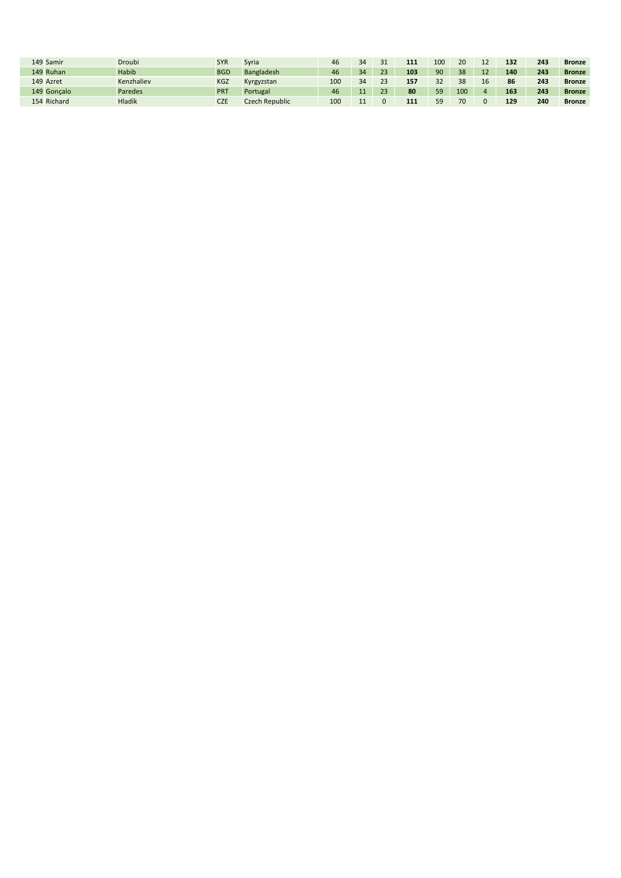| | | | | | | | | | | | | | | |
|---|---|---|---|---|---|---|---|---|---|---|---|---|---|---|
| 149 | Samir | Droubi | SYR | Syria | 46 | 34 | 31 | **111** | 100 | 20 | 12 | **132** | **243** | **Bronze** |
| 149 | Ruhan | Habib | BGD | Bangladesh | 46 | 34 | 23 | **103** | 90 | 38 | 12 | **140** | **243** | **Bronze** |
| 149 | Azret | Kenzhaliev | KGZ | Kyrgyzstan | 100 | 34 | 23 | **157** | 32 | 38 | 16 | **86** | **243** | **Bronze** |
| 149 | Gonçalo | Paredes | PRT | Portugal | 46 | 11 | 23 | **80** | 59 | 100 | 4 | **163** | **243** | **Bronze** |
| 154 | Richard | Hladík | CZE | Czech Republic | 100 | 11 | 0 | **111** | 59 | 70 | 0 | **129** | **240** | **Bronze** |